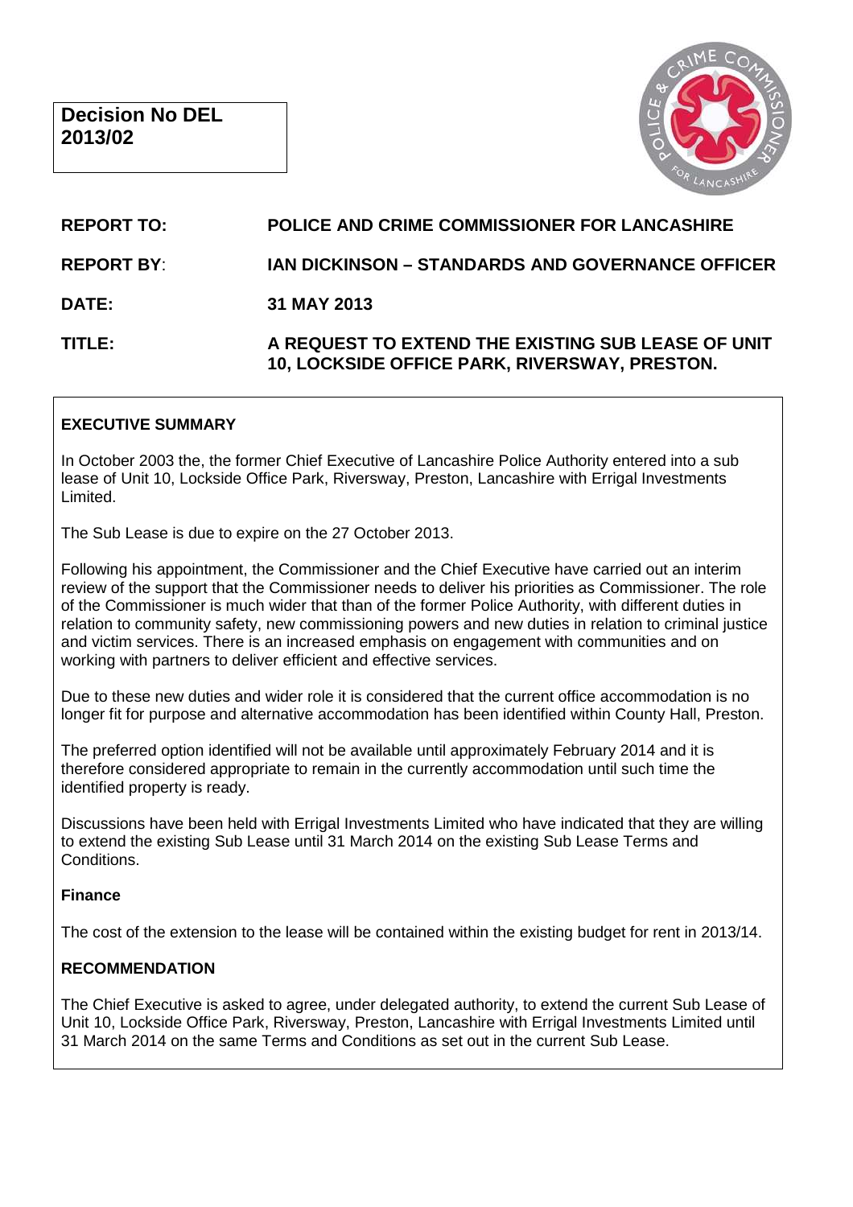**Decision No DEL 2013/02**

**REPORT TO:** POLICE AND CRIME COMMISSIONER FOR LANCASHIRE

**REPORT BY:** IAN DICKINSON – STANDARDS AND GOVERNANCE OFFICER

**DATE:** 31 MAY 2013

**TITLE:** A REQUEST TO EXTEND THE EXISTING SUB LEASE OF UNIT 10, LOCKSIDE OFFICE PARK, RIVERSWAY, PRESTON.

## EXECUTIVE SUMMARY

In October 2003 the, the former Chief Executive of Lancashire Police Authority entered into a sub lease of Unit 10, Lockside Office Park, Riversway, Preston, Lancashire with Errigal Investments Limited.

The Sub Lease is due to expire on the 27 October 2013.

Following his appointment, the Commissioner and the Chief Executive have carried out an interim review of the support that the Commissioner needs to deliver his priorities as Commissioner. The role of the Commissioner is much wider that than of the former Police Authority, with different duties in relation to community safety, new commissioning powers and new duties in relation to criminal justice and victim services. There is an increased emphasis on engagement with communities and on working with partners to deliver efficient and effective services.

Due to these new duties and wider role it is considered that the current office accommodation is no longer fit for purpose and alternative accommodation has been identified within County Hall, Preston.

The preferred option identified will not be available until approximately February 2014 and it is therefore considered appropriate to remain in the currently accommodation until such time the identified property is ready.

Discussions have been held with Errigal Investments Limited who have indicated that they are willing to extend the existing Sub Lease until 31 March 2014 on the existing Sub Lease Terms and Conditions.

### Finance

The cost of the extension to the lease will be contained within the existing budget for rent in 2013/14.

### RECOMMENDATION

The Chief Executive is asked to agree, under delegated authority, to extend the current Sub Lease of Unit 10, Lockside Office Park, Riversway, Preston, Lancashire with Errigal Investments Limited until 31 March 2014 on the same Terms and Conditions as set out in the current Sub Lease.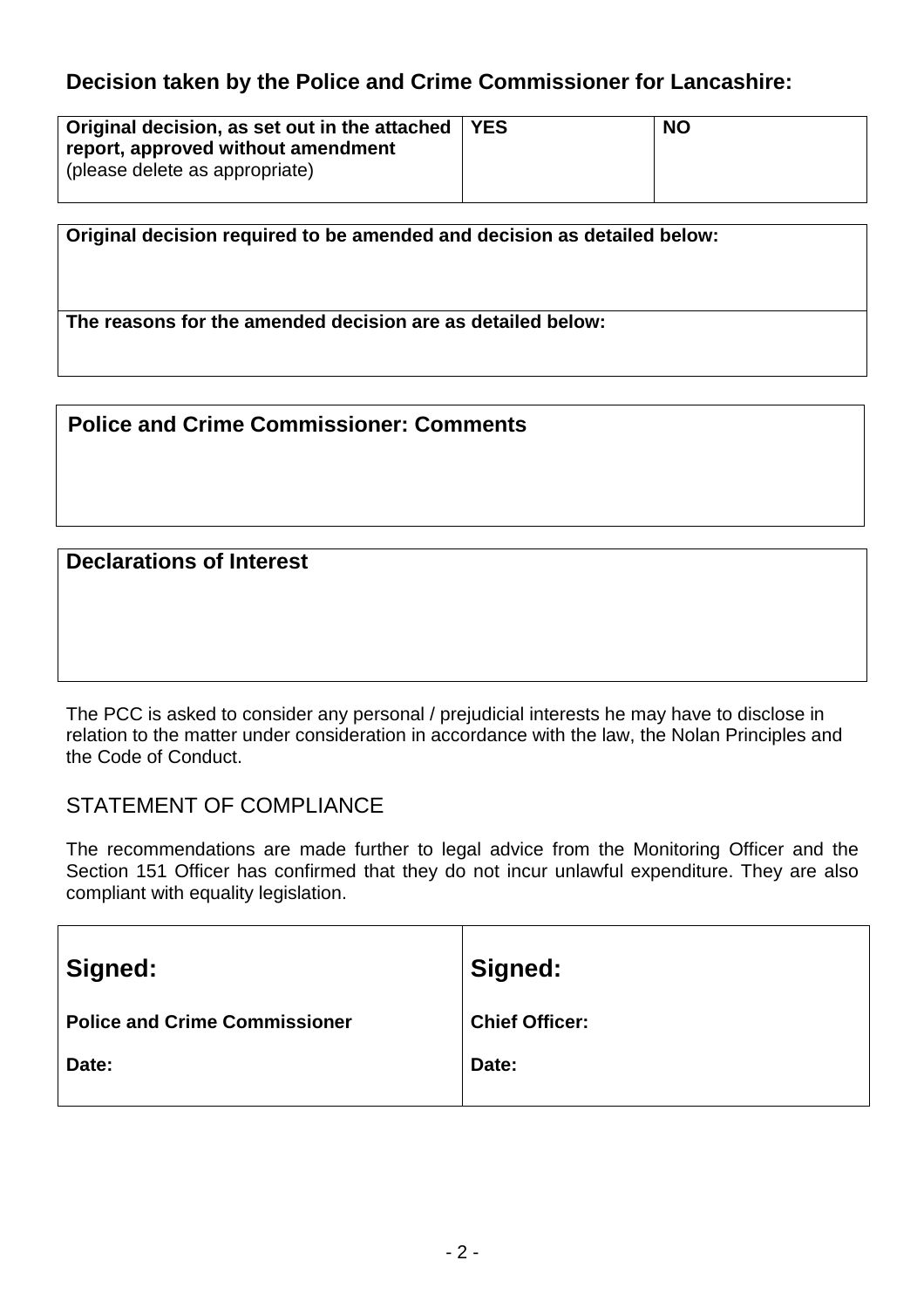### Decision taken by the Police and Crime Commissioner for Lancashire:

| **Original decision, as set out in the attached report, approved without amendment** (please delete as appropriate) | **YES** | **NO** |
|---|---|---|

| **Original decision required to be amended and decision as detailed below:** |
|---|
| **The reasons for the amended decision are as detailed below:** |

| **Police and Crime Commissioner: Comments** |
|---|
| |

| **Declarations of Interest** |
|---|
| |

The PCC is asked to consider any personal / prejudicial interests he may have to disclose in relation to the matter under consideration in accordance with the law, the Nolan Principles and the Code of Conduct.

## STATEMENT OF COMPLIANCE

The recommendations are made further to legal advice from the Monitoring Officer and the Section 151 Officer has confirmed that they do not incur unlawful expenditure. They are also compliant with equality legislation.

| **Signed:** | **Signed:** |
|---|---|
| **Police and Crime Commissioner** | **Chief Officer:** |
| **Date:** | **Date:** |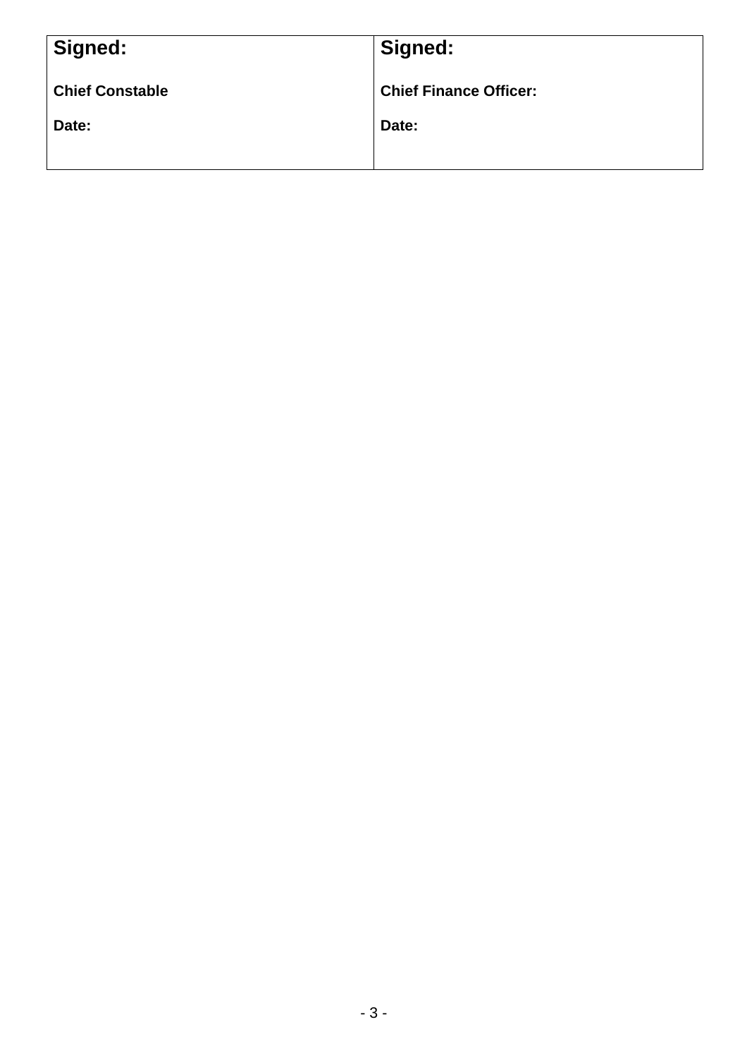| | |
|---|---|
| **Signed:**<br><br>**Chief Constable**<br><br>**Date:** | **Signed:**<br><br>**Chief Finance Officer:**<br><br>**Date:** |